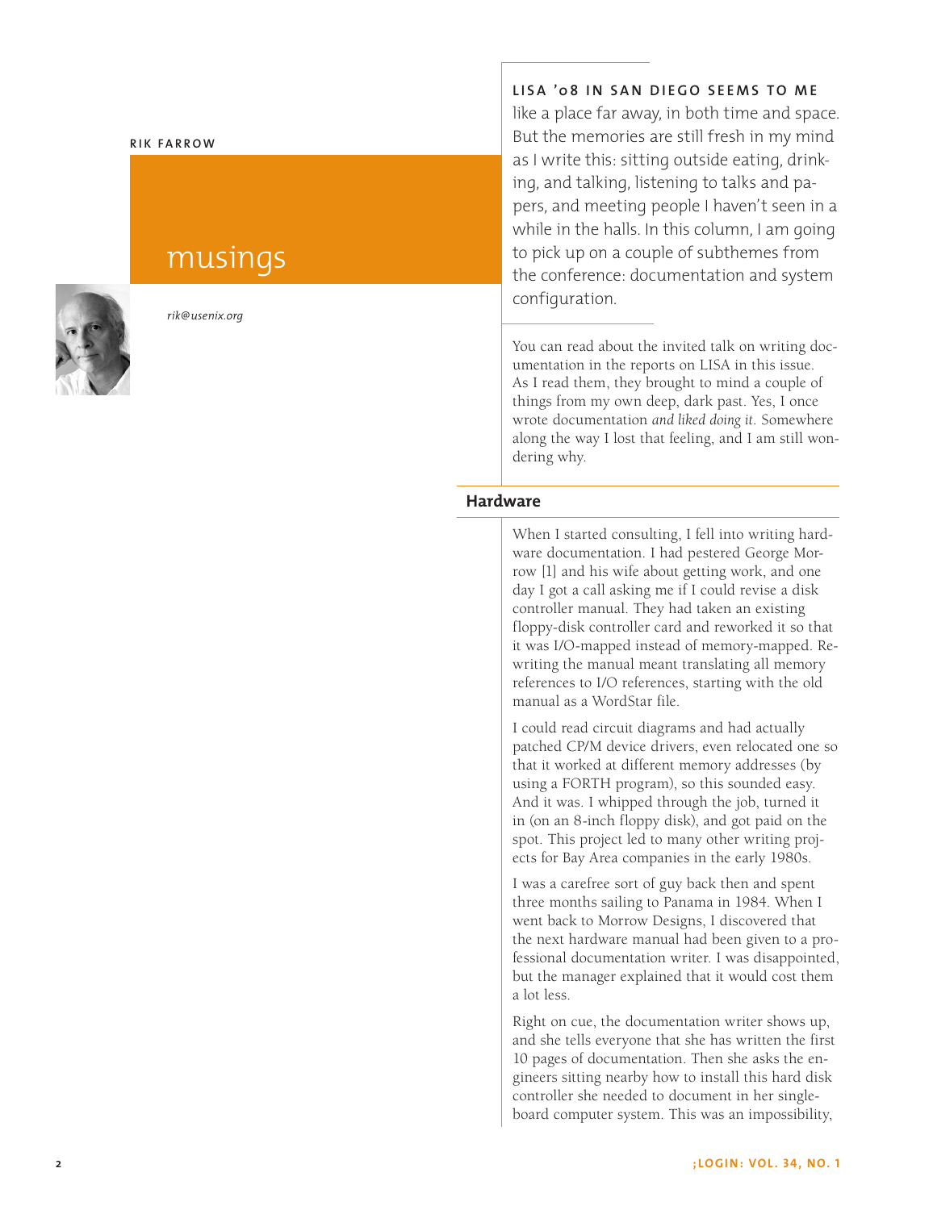RIK FARROW

# musings

*rik@usenix.org*

**LISA '08 IN SAN DIEGO SEEMS TO ME** like a place far away, in both time and space. But the memories are still fresh in my mind as I write this: sitting outside eating, drinking, and talking, listening to talks and papers, and meeting people I haven't seen in a while in the halls. In this column, I am going to pick up on a couple of subthemes from the conference: documentation and system configuration.

You can read about the invited talk on writing documentation in the reports on LISA in this issue. As I read them, they brought to mind a couple of things from my own deep, dark past. Yes, I once wrote documentation *and liked doing it*. Somewhere along the way I lost that feeling, and I am still wondering why.

## Hardware

When I started consulting, I fell into writing hardware documentation. I had pestered George Morrow [1] and his wife about getting work, and one day I got a call asking me if I could revise a disk controller manual. They had taken an existing floppy-disk controller card and reworked it so that it was I/O-mapped instead of memory-mapped. Rewriting the manual meant translating all memory references to I/O references, starting with the old manual as a WordStar file.

I could read circuit diagrams and had actually patched CP/M device drivers, even relocated one so that it worked at different memory addresses (by using a FORTH program), so this sounded easy. And it was. I whipped through the job, turned it in (on an 8-inch floppy disk), and got paid on the spot. This project led to many other writing projects for Bay Area companies in the early 1980s.

I was a carefree sort of guy back then and spent three months sailing to Panama in 1984. When I went back to Morrow Designs, I discovered that the next hardware manual had been given to a professional documentation writer. I was disappointed, but the manager explained that it would cost them a lot less.

Right on cue, the documentation writer shows up, and she tells everyone that she has written the first 10 pages of documentation. Then she asks the engineers sitting nearby how to install this hard disk controller she needed to document in her single-board computer system. This was an impossibility,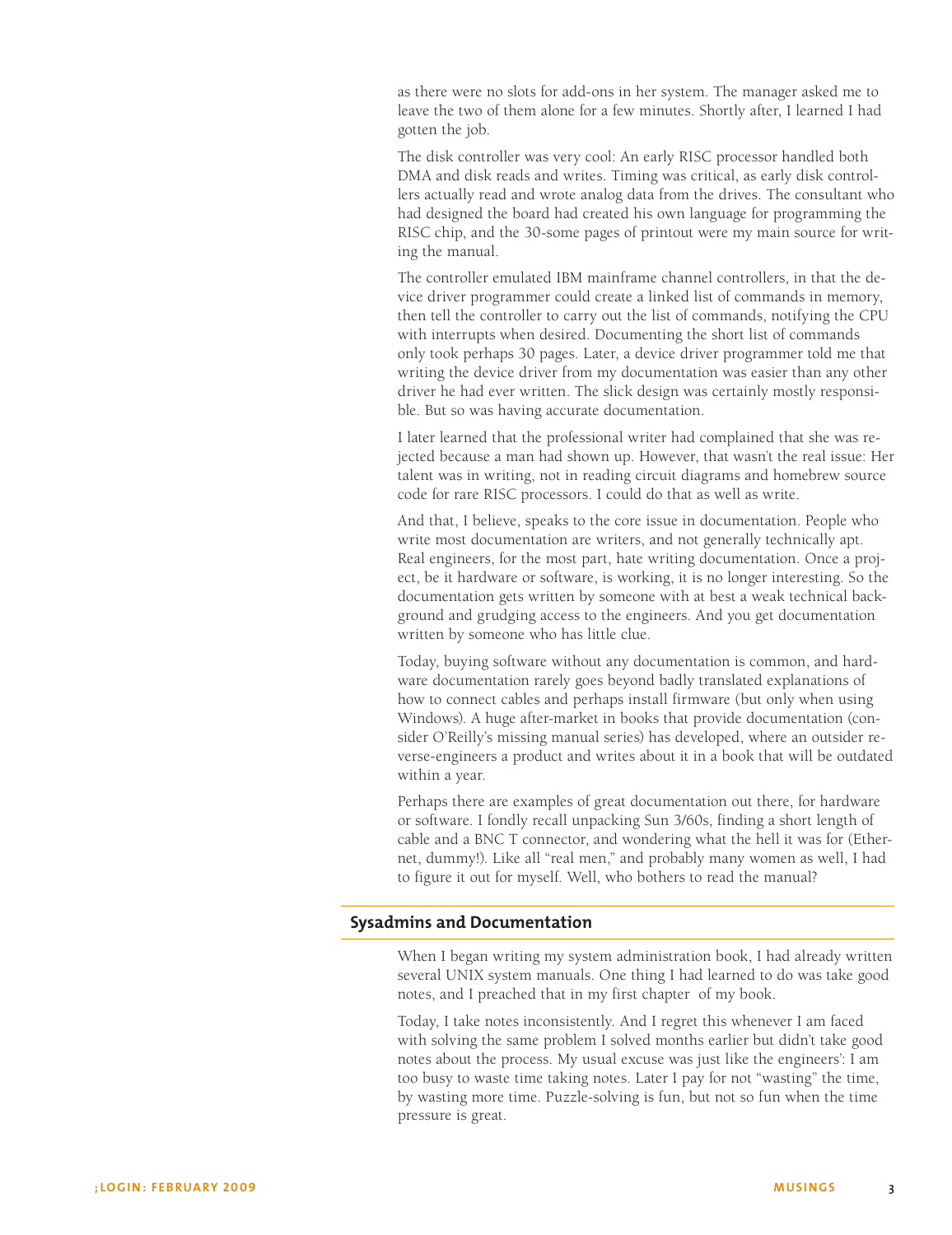as there were no slots for add-ons in her system. The manager asked me to leave the two of them alone for a few minutes. Shortly after, I learned I had gotten the job.

The disk controller was very cool: An early RISC processor handled both DMA and disk reads and writes. Timing was critical, as early disk controllers actually read and wrote analog data from the drives. The consultant who had designed the board had created his own language for programming the RISC chip, and the 30-some pages of printout were my main source for writing the manual.

The controller emulated IBM mainframe channel controllers, in that the device driver programmer could create a linked list of commands in memory, then tell the controller to carry out the list of commands, notifying the CPU with interrupts when desired. Documenting the short list of commands only took perhaps 30 pages. Later, a device driver programmer told me that writing the device driver from my documentation was easier than any other driver he had ever written. The slick design was certainly mostly responsible. But so was having accurate documentation.

I later learned that the professional writer had complained that she was rejected because a man had shown up. However, that wasn't the real issue: Her talent was in writing, not in reading circuit diagrams and homebrew source code for rare RISC processors. I could do that as well as write.

And that, I believe, speaks to the core issue in documentation. People who write most documentation are writers, and not generally technically apt. Real engineers, for the most part, hate writing documentation. Once a project, be it hardware or software, is working, it is no longer interesting. So the documentation gets written by someone with at best a weak technical background and grudging access to the engineers. And you get documentation written by someone who has little clue.

Today, buying software without any documentation is common, and hardware documentation rarely goes beyond badly translated explanations of how to connect cables and perhaps install firmware (but only when using Windows). A huge after-market in books that provide documentation (consider O'Reilly's missing manual series) has developed, where an outsider reverse-engineers a product and writes about it in a book that will be outdated within a year.

Perhaps there are examples of great documentation out there, for hardware or software. I fondly recall unpacking Sun 3/60s, finding a short length of cable and a BNC T connector, and wondering what the hell it was for (Ethernet, dummy!). Like all "real men," and probably many women as well, I had to figure it out for myself. Well, who bothers to read the manual?

## Sysadmins and Documentation

When I began writing my system administration book, I had already written several UNIX system manuals. One thing I had learned to do was take good notes, and I preached that in my first chapter of my book.

Today, I take notes inconsistently. And I regret this whenever I am faced with solving the same problem I solved months earlier but didn't take good notes about the process. My usual excuse was just like the engineers': I am too busy to waste time taking notes. Later I pay for not "wasting" the time, by wasting more time. Puzzle-solving is fun, but not so fun when the time pressure is great.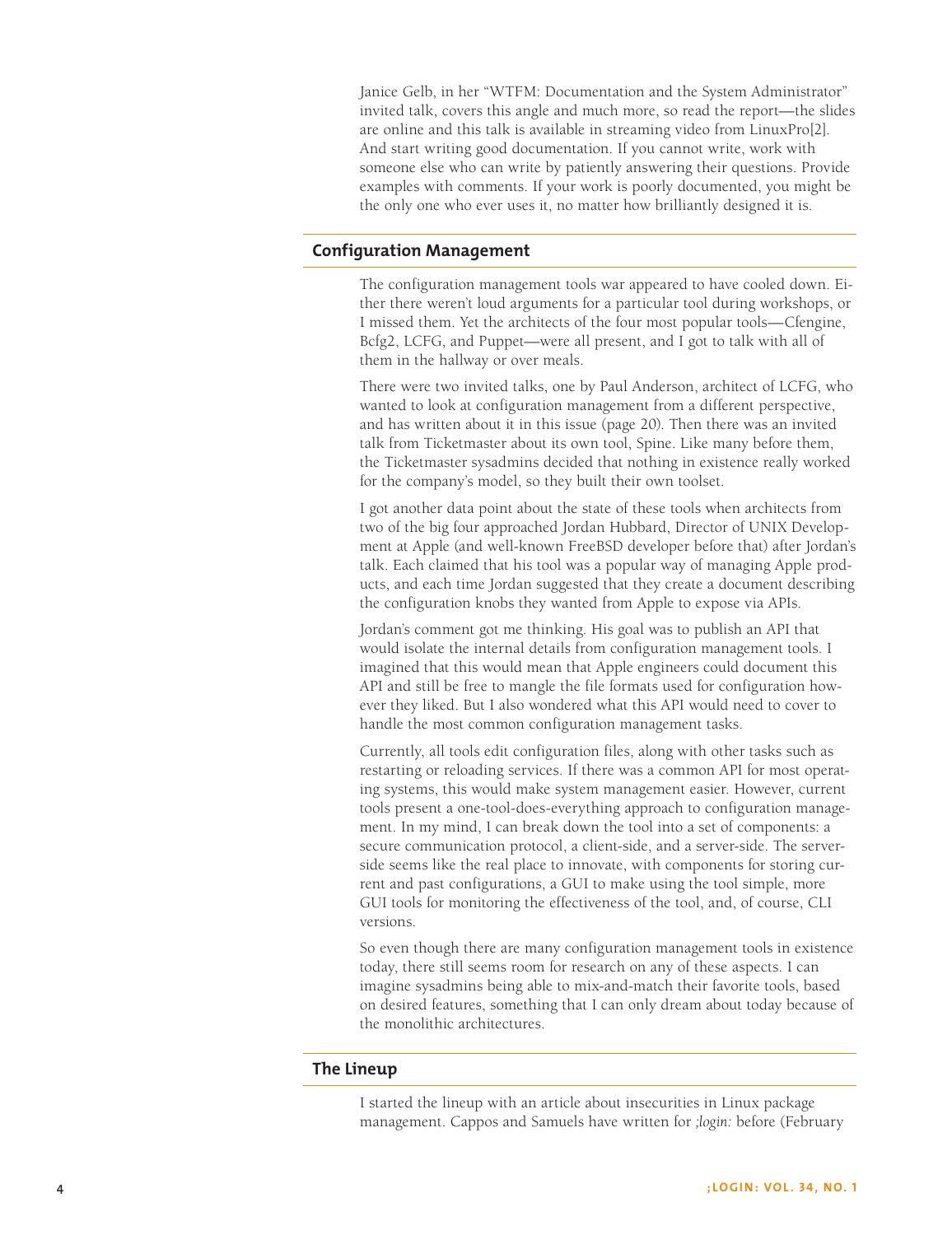Janice Gelb, in her "WTFM: Documentation and the System Administrator" invited talk, covers this angle and much more, so read the report—the slides are online and this talk is available in streaming video from LinuxPro[2]. And start writing good documentation. If you cannot write, work with someone else who can write by patiently answering their questions. Provide examples with comments. If your work is poorly documented, you might be the only one who ever uses it, no matter how brilliantly designed it is.

## Configuration Management

The configuration management tools war appeared to have cooled down. Either there weren't loud arguments for a particular tool during workshops, or I missed them. Yet the architects of the four most popular tools—Cfengine, Bcfg2, LCFG, and Puppet—were all present, and I got to talk with all of them in the hallway or over meals.

There were two invited talks, one by Paul Anderson, architect of LCFG, who wanted to look at configuration management from a different perspective, and has written about it in this issue (page 20). Then there was an invited talk from Ticketmaster about its own tool, Spine. Like many before them, the Ticketmaster sysadmins decided that nothing in existence really worked for the company's model, so they built their own toolset.

I got another data point about the state of these tools when architects from two of the big four approached Jordan Hubbard, Director of UNIX Development at Apple (and well-known FreeBSD developer before that) after Jordan's talk. Each claimed that his tool was a popular way of managing Apple products, and each time Jordan suggested that they create a document describing the configuration knobs they wanted from Apple to expose via APIs.

Jordan's comment got me thinking. His goal was to publish an API that would isolate the internal details from configuration management tools. I imagined that this would mean that Apple engineers could document this API and still be free to mangle the file formats used for configuration however they liked. But I also wondered what this API would need to cover to handle the most common configuration management tasks.

Currently, all tools edit configuration files, along with other tasks such as restarting or reloading services. If there was a common API for most operating systems, this would make system management easier. However, current tools present a one-tool-does-everything approach to configuration management. In my mind, I can break down the tool into a set of components: a secure communication protocol, a client-side, and a server-side. The server-side seems like the real place to innovate, with components for storing current and past configurations, a GUI to make using the tool simple, more GUI tools for monitoring the effectiveness of the tool, and, of course, CLI versions.

So even though there are many configuration management tools in existence today, there still seems room for research on any of these aspects. I can imagine sysadmins being able to mix-and-match their favorite tools, based on desired features, something that I can only dream about today because of the monolithic architectures.

## The Lineup

I started the lineup with an article about insecurities in Linux package management. Cappos and Samuels have written for *;login:* before (February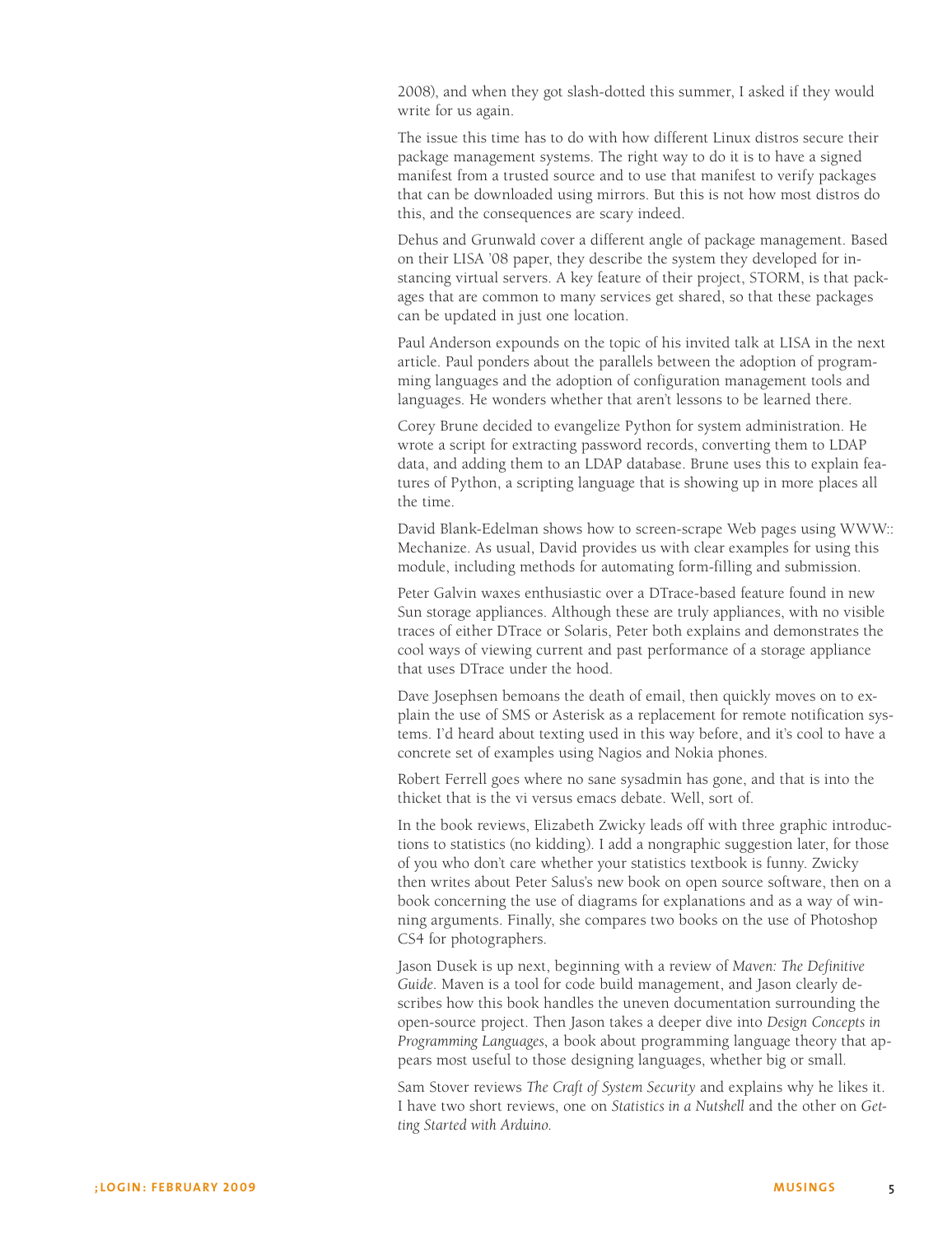2008), and when they got slash-dotted this summer, I asked if they would write for us again.

The issue this time has to do with how different Linux distros secure their package management systems. The right way to do it is to have a signed manifest from a trusted source and to use that manifest to verify packages that can be downloaded using mirrors. But this is not how most distros do this, and the consequences are scary indeed.

Dehus and Grunwald cover a different angle of package management. Based on their LISA '08 paper, they describe the system they developed for instancing virtual servers. A key feature of their project, STORM, is that packages that are common to many services get shared, so that these packages can be updated in just one location.

Paul Anderson expounds on the topic of his invited talk at LISA in the next article. Paul ponders about the parallels between the adoption of programming languages and the adoption of configuration management tools and languages. He wonders whether that aren't lessons to be learned there.

Corey Brune decided to evangelize Python for system administration. He wrote a script for extracting password records, converting them to LDAP data, and adding them to an LDAP database. Brune uses this to explain features of Python, a scripting language that is showing up in more places all the time.

David Blank-Edelman shows how to screen-scrape Web pages using WWW::Mechanize. As usual, David provides us with clear examples for using this module, including methods for automating form-filling and submission.

Peter Galvin waxes enthusiastic over a DTrace-based feature found in new Sun storage appliances. Although these are truly appliances, with no visible traces of either DTrace or Solaris, Peter both explains and demonstrates the cool ways of viewing current and past performance of a storage appliance that uses DTrace under the hood.

Dave Josephsen bemoans the death of email, then quickly moves on to explain the use of SMS or Asterisk as a replacement for remote notification systems. I'd heard about texting used in this way before, and it's cool to have a concrete set of examples using Nagios and Nokia phones.

Robert Ferrell goes where no sane sysadmin has gone, and that is into the thicket that is the vi versus emacs debate. Well, sort of.

In the book reviews, Elizabeth Zwicky leads off with three graphic introductions to statistics (no kidding). I add a nongraphic suggestion later, for those of you who don't care whether your statistics textbook is funny. Zwicky then writes about Peter Salus's new book on open source software, then on a book concerning the use of diagrams for explanations and as a way of winning arguments. Finally, she compares two books on the use of Photoshop CS4 for photographers.

Jason Dusek is up next, beginning with a review of *Maven: The Definitive Guide*. Maven is a tool for code build management, and Jason clearly describes how this book handles the uneven documentation surrounding the open-source project. Then Jason takes a deeper dive into *Design Concepts in Programming Languages*, a book about programming language theory that appears most useful to those designing languages, whether big or small.

Sam Stover reviews *The Craft of System Security* and explains why he likes it. I have two short reviews, one on *Statistics in a Nutshell* and the other on *Getting Started with Arduino*.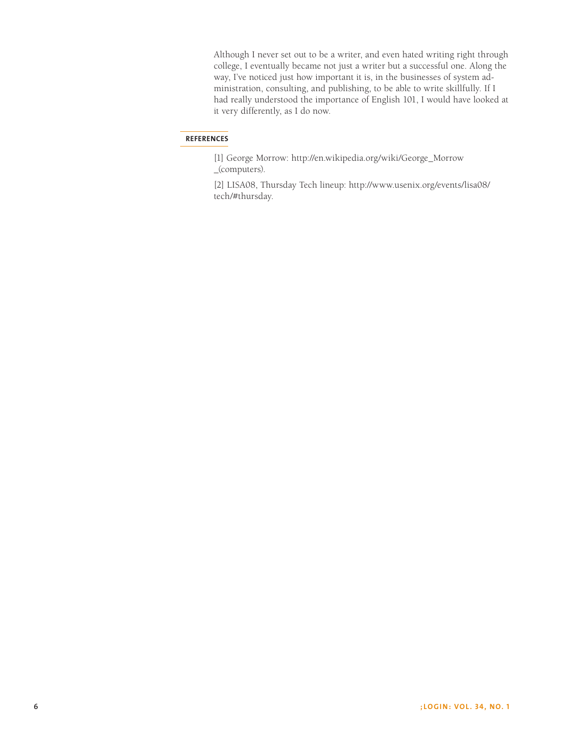Although I never set out to be a writer, and even hated writing right through college, I eventually became not just a writer but a successful one. Along the way, I've noticed just how important it is, in the businesses of system administration, consulting, and publishing, to be able to write skillfully. If I had really understood the importance of English 101, I would have looked at it very differently, as I do now.

## REFERENCES

[1] George Morrow: http://en.wikipedia.org/wiki/George_Morrow_(computers).

[2] LISA08, Thursday Tech lineup: http://www.usenix.org/events/lisa08/tech/#thursday.